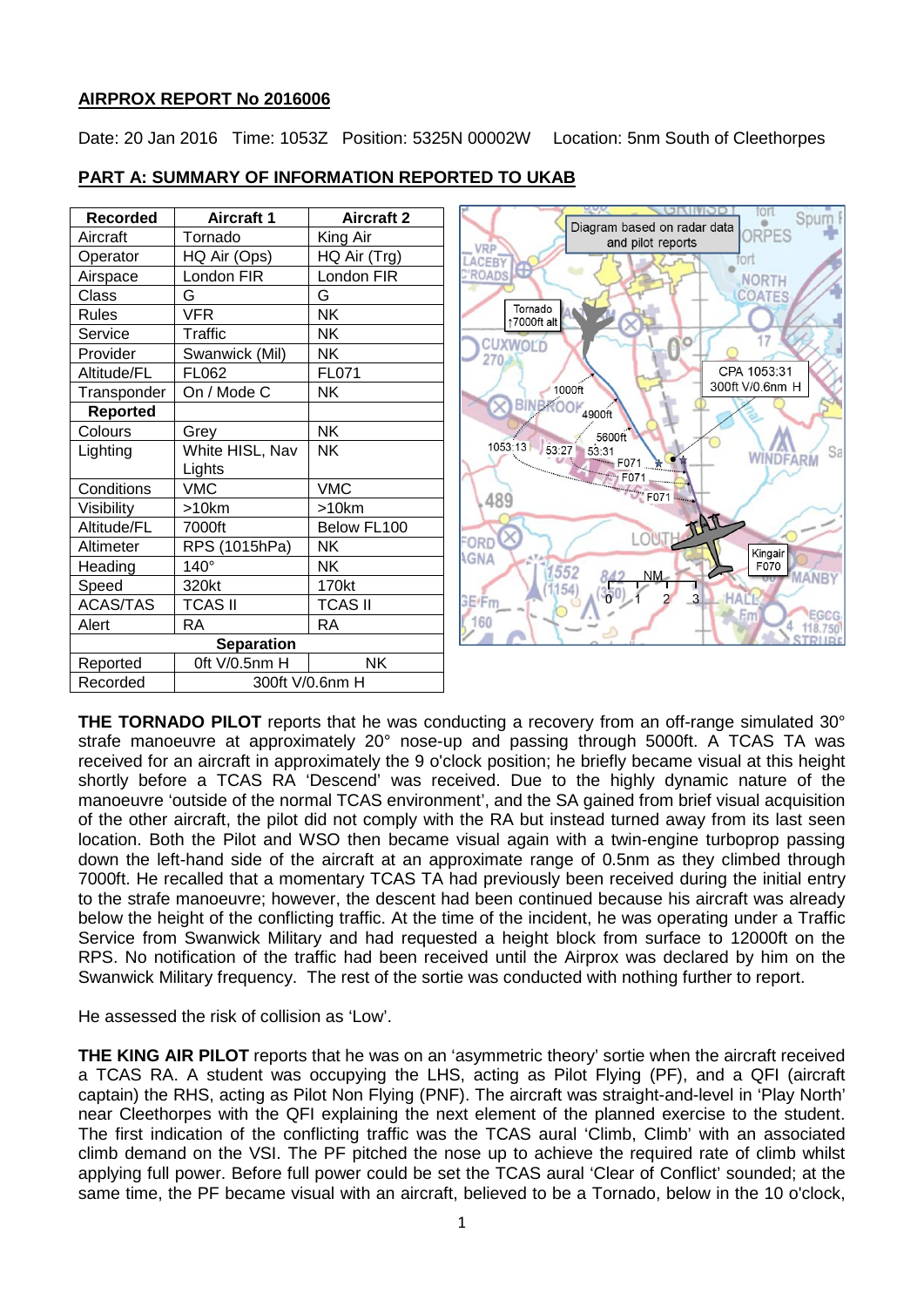**AIRPROX REPORT No 2016006**

Date: 20 Jan 2016 Time: 1053Z Position: 5325N 00002W Location: 5nm South of Cleethorpes

**PART A: SUMMARY OF INFORMATION REPORTED TO UKAB**

| Recorded | Aircraft 1 | Aircraft 2 |
|---|---|---|
| Aircraft | Tornado | King Air |
| Operator | HQ Air (Ops) | HQ Air (Trg) |
| Airspace | London FIR | London FIR |
| Class | G | G |
| Rules | VFR | NK |
| Service | Traffic | NK |
| Provider | Swanwick (Mil) | NK |
| Altitude/FL | FL062 | FL071 |
| Transponder | On / Mode C | NK |
| **Reported** | | |
| Colours | Grey | NK |
| Lighting | White HISL, Nav Lights | NK |
| Conditions | VMC | VMC |
| Visibility | >10km | >10km |
| Altitude/FL | 7000ft | Below FL100 |
| Altimeter | RPS (1015hPa) | NK |
| Heading | 140° | NK |
| Speed | 320kt | 170kt |
| ACAS/TAS | TCAS II | TCAS II |
| Alert | RA | RA |
| **Separation** | | |
| Reported | 0ft V/0.5nm H | NK |
| Recorded | 300ft V/0.6nm H | |

**THE TORNADO PILOT** reports that he was conducting a recovery from an off-range simulated 30° strafe manoeuvre at approximately 20° nose-up and passing through 5000ft. A TCAS TA was received for an aircraft in approximately the 9 o'clock position; he briefly became visual at this height shortly before a TCAS RA 'Descend' was received. Due to the highly dynamic nature of the manoeuvre 'outside of the normal TCAS environment', and the SA gained from brief visual acquisition of the other aircraft, the pilot did not comply with the RA but instead turned away from its last seen location. Both the Pilot and WSO then became visual again with a twin-engine turboprop passing down the left-hand side of the aircraft at an approximate range of 0.5nm as they climbed through 7000ft. He recalled that a momentary TCAS TA had previously been received during the initial entry to the strafe manoeuvre; however, the descent had been continued because his aircraft was already below the height of the conflicting traffic. At the time of the incident, he was operating under a Traffic Service from Swanwick Military and had requested a height block from surface to 12000ft on the RPS. No notification of the traffic had been received until the Airprox was declared by him on the Swanwick Military frequency. The rest of the sortie was conducted with nothing further to report.

He assessed the risk of collision as 'Low'.

**THE KING AIR PILOT** reports that he was on an 'asymmetric theory' sortie when the aircraft received a TCAS RA. A student was occupying the LHS, acting as Pilot Flying (PF), and a QFI (aircraft captain) the RHS, acting as Pilot Non Flying (PNF). The aircraft was straight-and-level in 'Play North' near Cleethorpes with the QFI explaining the next element of the planned exercise to the student. The first indication of the conflicting traffic was the TCAS aural 'Climb, Climb' with an associated climb demand on the VSI. The PF pitched the nose up to achieve the required rate of climb whilst applying full power. Before full power could be set the TCAS aural 'Clear of Conflict' sounded; at the same time, the PF became visual with an aircraft, believed to be a Tornado, below in the 10 o'clock,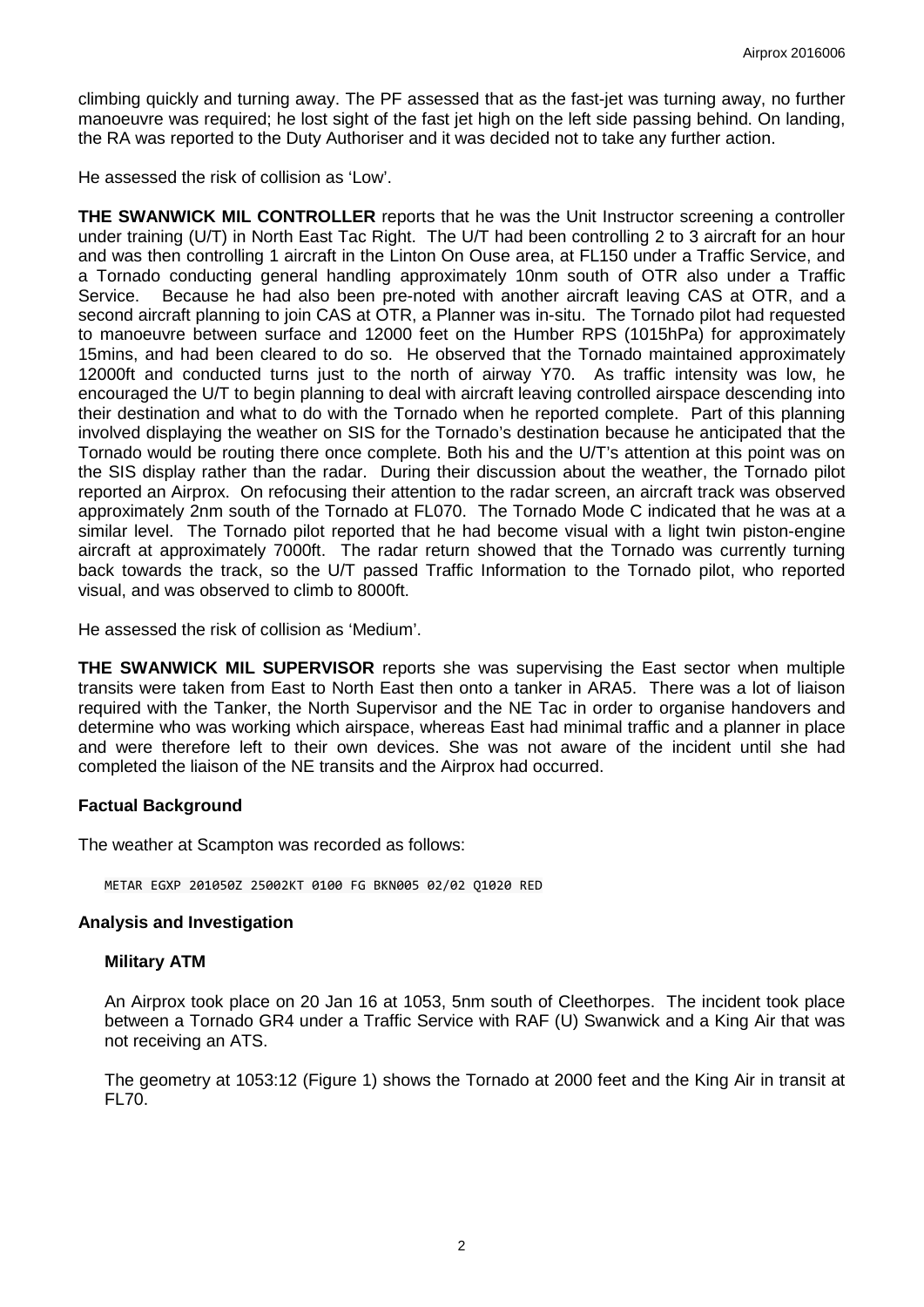climbing quickly and turning away. The PF assessed that as the fast-jet was turning away, no further manoeuvre was required; he lost sight of the fast jet high on the left side passing behind. On landing, the RA was reported to the Duty Authoriser and it was decided not to take any further action.

He assessed the risk of collision as 'Low'.

**THE SWANWICK MIL CONTROLLER** reports that he was the Unit Instructor screening a controller under training (U/T) in North East Tac Right. The U/T had been controlling 2 to 3 aircraft for an hour and was then controlling 1 aircraft in the Linton On Ouse area, at FL150 under a Traffic Service, and a Tornado conducting general handling approximately 10nm south of OTR also under a Traffic Service. Because he had also been pre-noted with another aircraft leaving CAS at OTR, and a second aircraft planning to join CAS at OTR, a Planner was in-situ. The Tornado pilot had requested to manoeuvre between surface and 12000 feet on the Humber RPS (1015hPa) for approximately 15mins, and had been cleared to do so. He observed that the Tornado maintained approximately 12000ft and conducted turns just to the north of airway Y70. As traffic intensity was low, he encouraged the U/T to begin planning to deal with aircraft leaving controlled airspace descending into their destination and what to do with the Tornado when he reported complete. Part of this planning involved displaying the weather on SIS for the Tornado's destination because he anticipated that the Tornado would be routing there once complete. Both his and the U/T's attention at this point was on the SIS display rather than the radar. During their discussion about the weather, the Tornado pilot reported an Airprox. On refocusing their attention to the radar screen, an aircraft track was observed approximately 2nm south of the Tornado at FL070. The Tornado Mode C indicated that he was at a similar level. The Tornado pilot reported that he had become visual with a light twin piston-engine aircraft at approximately 7000ft. The radar return showed that the Tornado was currently turning back towards the track, so the U/T passed Traffic Information to the Tornado pilot, who reported visual, and was observed to climb to 8000ft.

He assessed the risk of collision as 'Medium'.

**THE SWANWICK MIL SUPERVISOR** reports she was supervising the East sector when multiple transits were taken from East to North East then onto a tanker in ARA5. There was a lot of liaison required with the Tanker, the North Supervisor and the NE Tac in order to organise handovers and determine who was working which airspace, whereas East had minimal traffic and a planner in place and were therefore left to their own devices. She was not aware of the incident until she had completed the liaison of the NE transits and the Airprox had occurred.

## Factual Background

The weather at Scampton was recorded as follows:

```
METAR EGXP 201050Z 25002KT 0100 FG BKN005 02/02 Q1020 RED
```

## Analysis and Investigation

### Military ATM

An Airprox took place on 20 Jan 16 at 1053, 5nm south of Cleethorpes. The incident took place between a Tornado GR4 under a Traffic Service with RAF (U) Swanwick and a King Air that was not receiving an ATS.

The geometry at 1053:12 (Figure 1) shows the Tornado at 2000 feet and the King Air in transit at FL70.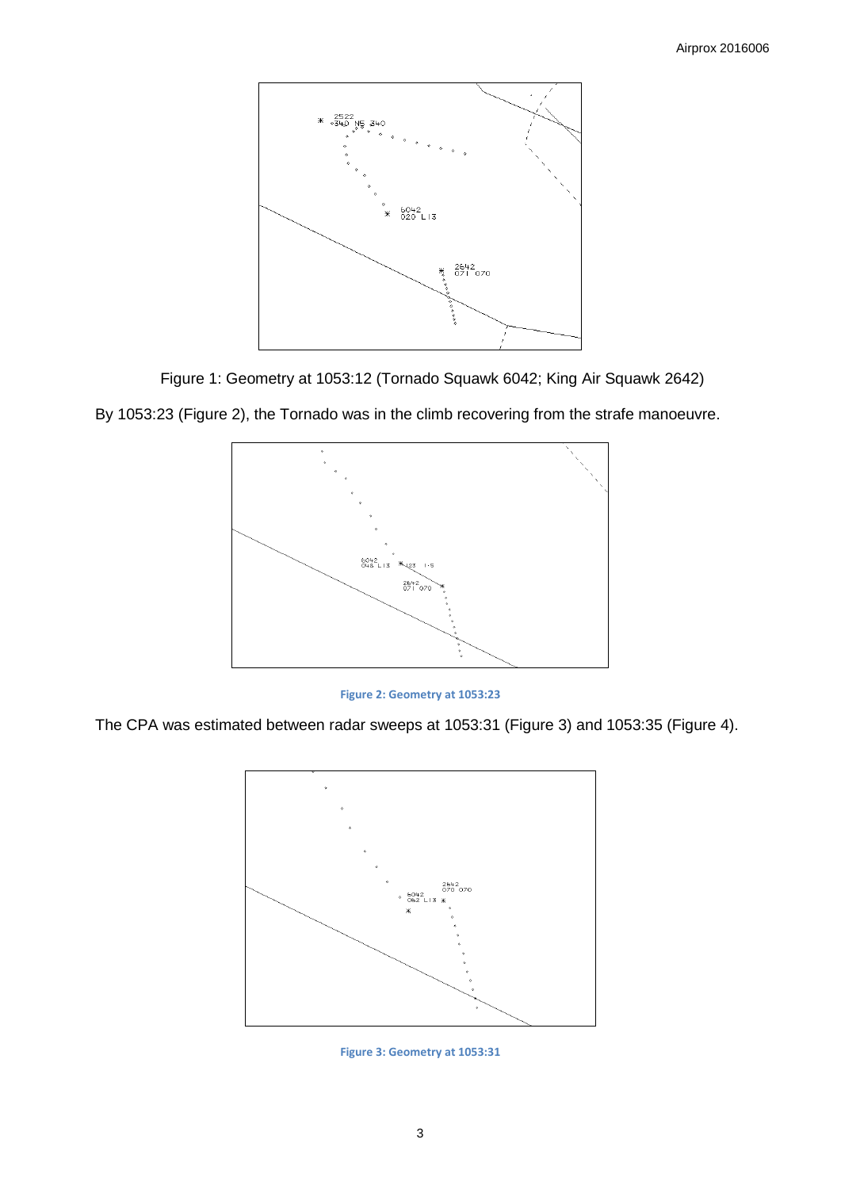Figure 1: Geometry at 1053:12 (Tornado Squawk 6042; King Air Squawk 2642)

By 1053:23 (Figure 2), the Tornado was in the climb recovering from the strafe manoeuvre.

**Figure 2: Geometry at 1053:23**

The CPA was estimated between radar sweeps at 1053:31 (Figure 3) and 1053:35 (Figure 4).

**Figure 3: Geometry at 1053:31**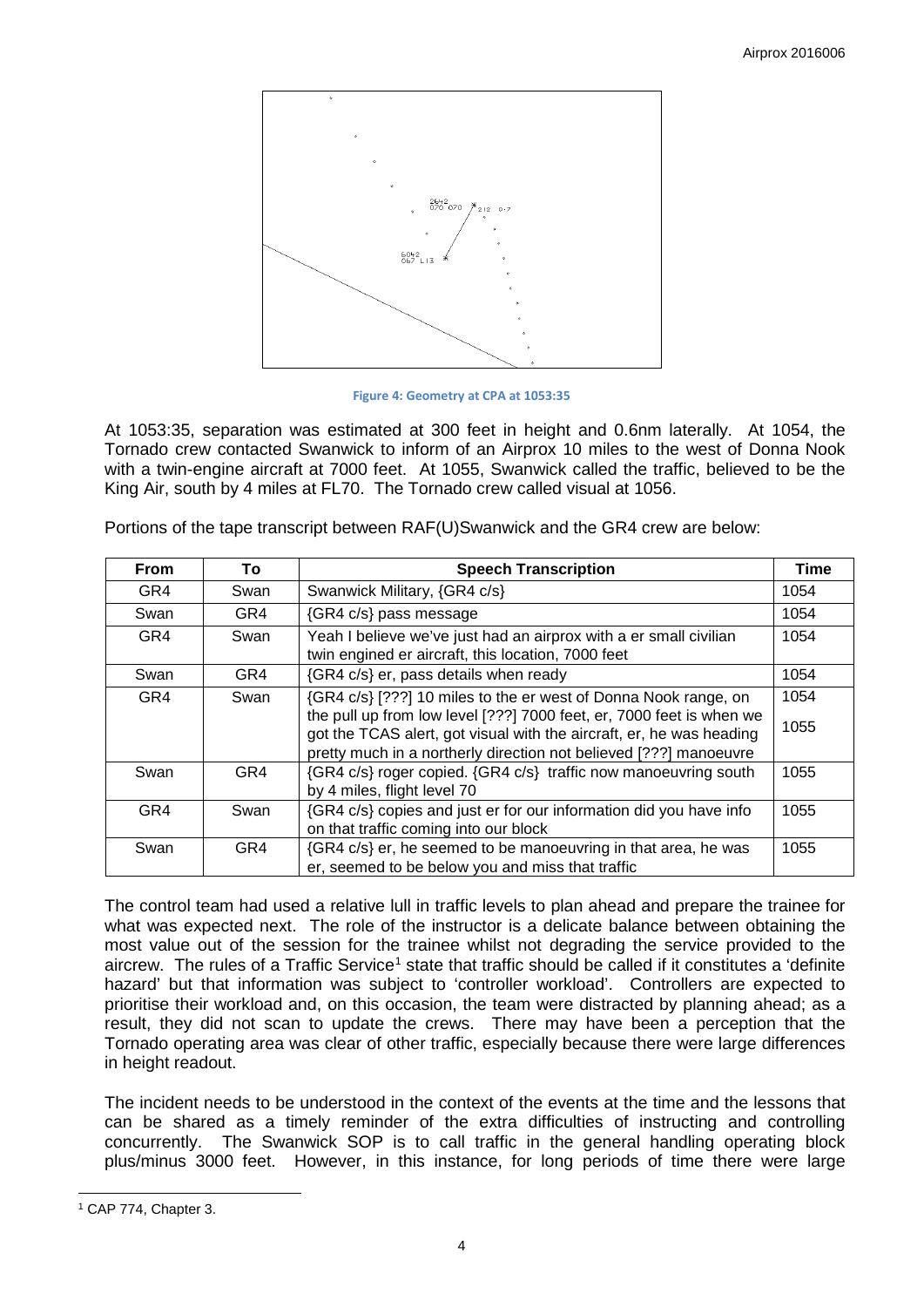Figure 4: Geometry at CPA at 1053:35

At 1053:35, separation was estimated at 300 feet in height and 0.6nm laterally. At 1054, the Tornado crew contacted Swanwick to inform of an Airprox 10 miles to the west of Donna Nook with a twin-engine aircraft at 7000 feet. At 1055, Swanwick called the traffic, believed to be the King Air, south by 4 miles at FL70. The Tornado crew called visual at 1056.

Portions of the tape transcript between RAF(U)Swanwick and the GR4 crew are below:

| From | To | Speech Transcription | Time |
|---|---|---|---|
| GR4 | Swan | Swanwick Military, {GR4 c/s} | 1054 |
| Swan | GR4 | {GR4 c/s} pass message | 1054 |
| GR4 | Swan | Yeah I believe we've just had an airprox with a er small civilian twin engined er aircraft, this location, 7000 feet | 1054 |
| Swan | GR4 | {GR4 c/s} er, pass details when ready | 1054 |
| GR4 | Swan | {GR4 c/s} [???] 10 miles to the er west of Donna Nook range, on the pull up from low level [???] 7000 feet, er, 7000 feet is when we got the TCAS alert, got visual with the aircraft, er, he was heading pretty much in a northerly direction not believed [???] manoeuvre | 1054 1055 |
| Swan | GR4 | {GR4 c/s} roger copied. {GR4 c/s} traffic now manoeuvring south by 4 miles, flight level 70 | 1055 |
| GR4 | Swan | {GR4 c/s} copies and just er for our information did you have info on that traffic coming into our block | 1055 |
| Swan | GR4 | {GR4 c/s} er, he seemed to be manoeuvring in that area, he was er, seemed to be below you and miss that traffic | 1055 |

The control team had used a relative lull in traffic levels to plan ahead and prepare the trainee for what was expected next. The role of the instructor is a delicate balance between obtaining the most value out of the session for the trainee whilst not degrading the service provided to the aircrew. The rules of a Traffic Service[1] state that traffic should be called if it constitutes a 'definite hazard' but that information was subject to 'controller workload'. Controllers are expected to prioritise their workload and, on this occasion, the team were distracted by planning ahead; as a result, they did not scan to update the crews. There may have been a perception that the Tornado operating area was clear of other traffic, especially because there were large differences in height readout.

The incident needs to be understood in the context of the events at the time and the lessons that can be shared as a timely reminder of the extra difficulties of instructing and controlling concurrently. The Swanwick SOP is to call traffic in the general handling operating block plus/minus 3000 feet. However, in this instance, for long periods of time there were large

[1] CAP 774, Chapter 3.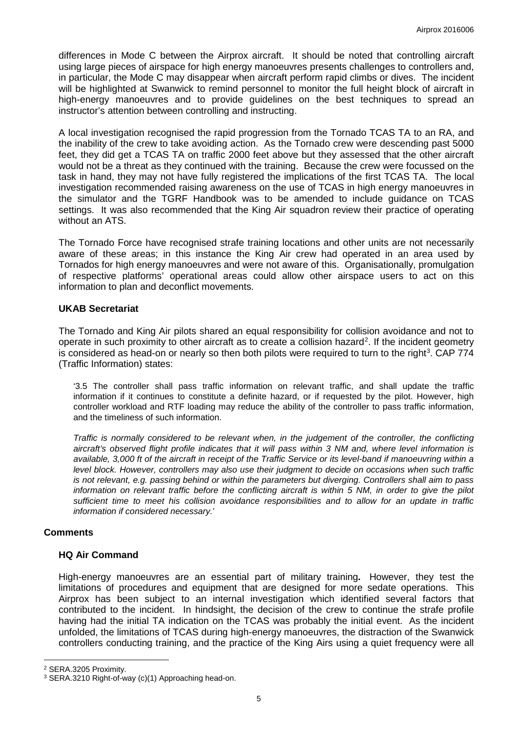differences in Mode C between the Airprox aircraft. It should be noted that controlling aircraft using large pieces of airspace for high energy manoeuvres presents challenges to controllers and, in particular, the Mode C may disappear when aircraft perform rapid climbs or dives. The incident will be highlighted at Swanwick to remind personnel to monitor the full height block of aircraft in high-energy manoeuvres and to provide guidelines on the best techniques to spread an instructor's attention between controlling and instructing.

A local investigation recognised the rapid progression from the Tornado TCAS TA to an RA, and the inability of the crew to take avoiding action. As the Tornado crew were descending past 5000 feet, they did get a TCAS TA on traffic 2000 feet above but they assessed that the other aircraft would not be a threat as they continued with the training. Because the crew were focussed on the task in hand, they may not have fully registered the implications of the first TCAS TA. The local investigation recommended raising awareness on the use of TCAS in high energy manoeuvres in the simulator and the TGRF Handbook was to be amended to include guidance on TCAS settings. It was also recommended that the King Air squadron review their practice of operating without an ATS.

The Tornado Force have recognised strafe training locations and other units are not necessarily aware of these areas; in this instance the King Air crew had operated in an area used by Tornados for high energy manoeuvres and were not aware of this. Organisationally, promulgation of respective platforms' operational areas could allow other airspace users to act on this information to plan and deconflict movements.

### UKAB Secretariat

The Tornado and King Air pilots shared an equal responsibility for collision avoidance and not to operate in such proximity to other aircraft as to create a collision hazard[2]. If the incident geometry is considered as head-on or nearly so then both pilots were required to turn to the right[3]. CAP 774 (Traffic Information) states:

> '3.5 The controller shall pass traffic information on relevant traffic, and shall update the traffic information if it continues to constitute a definite hazard, or if requested by the pilot. However, high controller workload and RTF loading may reduce the ability of the controller to pass traffic information, and the timeliness of such information.
>
> *Traffic is normally considered to be relevant when, in the judgement of the controller, the conflicting aircraft's observed flight profile indicates that it will pass within 3 NM and, where level information is available, 3,000 ft of the aircraft in receipt of the Traffic Service or its level-band if manoeuvring within a level block. However, controllers may also use their judgment to decide on occasions when such traffic is not relevant, e.g. passing behind or within the parameters but diverging. Controllers shall aim to pass information on relevant traffic before the conflicting aircraft is within 5 NM, in order to give the pilot sufficient time to meet his collision avoidance responsibilities and to allow for an update in traffic information if considered necessary.*'

## Comments

### HQ Air Command

High-energy manoeuvres are an essential part of military training. However, they test the limitations of procedures and equipment that are designed for more sedate operations. This Airprox has been subject to an internal investigation which identified several factors that contributed to the incident. In hindsight, the decision of the crew to continue the strafe profile having had the initial TA indication on the TCAS was probably the initial event. As the incident unfolded, the limitations of TCAS during high-energy manoeuvres, the distraction of the Swanwick controllers conducting training, and the practice of the King Airs using a quiet frequency were all

---

[2] SERA.3205 Proximity.

[3] SERA.3210 Right-of-way (c)(1) Approaching head-on.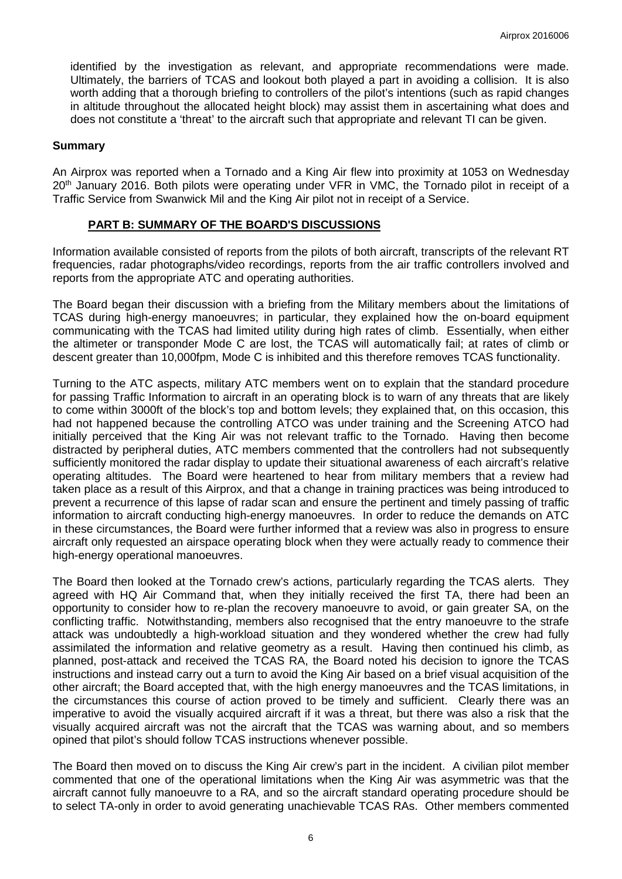identified by the investigation as relevant, and appropriate recommendations were made. Ultimately, the barriers of TCAS and lookout both played a part in avoiding a collision. It is also worth adding that a thorough briefing to controllers of the pilot's intentions (such as rapid changes in altitude throughout the allocated height block) may assist them in ascertaining what does and does not constitute a 'threat' to the aircraft such that appropriate and relevant TI can be given.

## Summary

An Airprox was reported when a Tornado and a King Air flew into proximity at 1053 on Wednesday 20th January 2016. Both pilots were operating under VFR in VMC, the Tornado pilot in receipt of a Traffic Service from Swanwick Mil and the King Air pilot not in receipt of a Service.

## PART B: SUMMARY OF THE BOARD'S DISCUSSIONS

Information available consisted of reports from the pilots of both aircraft, transcripts of the relevant RT frequencies, radar photographs/video recordings, reports from the air traffic controllers involved and reports from the appropriate ATC and operating authorities.

The Board began their discussion with a briefing from the Military members about the limitations of TCAS during high-energy manoeuvres; in particular, they explained how the on-board equipment communicating with the TCAS had limited utility during high rates of climb. Essentially, when either the altimeter or transponder Mode C are lost, the TCAS will automatically fail; at rates of climb or descent greater than 10,000fpm, Mode C is inhibited and this therefore removes TCAS functionality.

Turning to the ATC aspects, military ATC members went on to explain that the standard procedure for passing Traffic Information to aircraft in an operating block is to warn of any threats that are likely to come within 3000ft of the block's top and bottom levels; they explained that, on this occasion, this had not happened because the controlling ATCO was under training and the Screening ATCO had initially perceived that the King Air was not relevant traffic to the Tornado. Having then become distracted by peripheral duties, ATC members commented that the controllers had not subsequently sufficiently monitored the radar display to update their situational awareness of each aircraft's relative operating altitudes. The Board were heartened to hear from military members that a review had taken place as a result of this Airprox, and that a change in training practices was being introduced to prevent a recurrence of this lapse of radar scan and ensure the pertinent and timely passing of traffic information to aircraft conducting high-energy manoeuvres. In order to reduce the demands on ATC in these circumstances, the Board were further informed that a review was also in progress to ensure aircraft only requested an airspace operating block when they were actually ready to commence their high-energy operational manoeuvres.

The Board then looked at the Tornado crew's actions, particularly regarding the TCAS alerts. They agreed with HQ Air Command that, when they initially received the first TA, there had been an opportunity to consider how to re-plan the recovery manoeuvre to avoid, or gain greater SA, on the conflicting traffic. Notwithstanding, members also recognised that the entry manoeuvre to the strafe attack was undoubtedly a high-workload situation and they wondered whether the crew had fully assimilated the information and relative geometry as a result. Having then continued his climb, as planned, post-attack and received the TCAS RA, the Board noted his decision to ignore the TCAS instructions and instead carry out a turn to avoid the King Air based on a brief visual acquisition of the other aircraft; the Board accepted that, with the high energy manoeuvres and the TCAS limitations, in the circumstances this course of action proved to be timely and sufficient. Clearly there was an imperative to avoid the visually acquired aircraft if it was a threat, but there was also a risk that the visually acquired aircraft was not the aircraft that the TCAS was warning about, and so members opined that pilot's should follow TCAS instructions whenever possible.

The Board then moved on to discuss the King Air crew's part in the incident. A civilian pilot member commented that one of the operational limitations when the King Air was asymmetric was that the aircraft cannot fully manoeuvre to a RA, and so the aircraft standard operating procedure should be to select TA-only in order to avoid generating unachievable TCAS RAs. Other members commented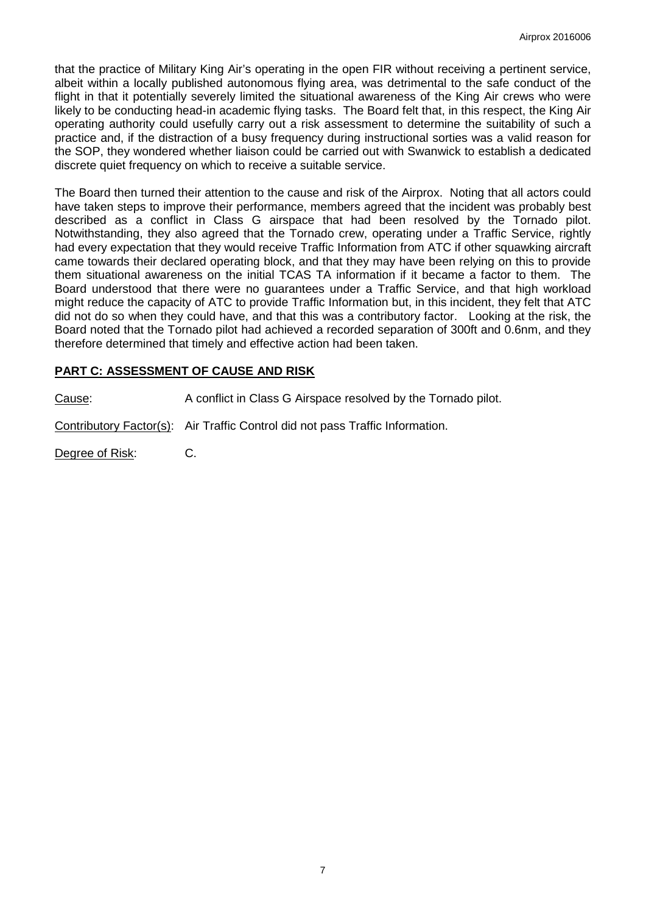that the practice of Military King Air's operating in the open FIR without receiving a pertinent service, albeit within a locally published autonomous flying area, was detrimental to the safe conduct of the flight in that it potentially severely limited the situational awareness of the King Air crews who were likely to be conducting head-in academic flying tasks. The Board felt that, in this respect, the King Air operating authority could usefully carry out a risk assessment to determine the suitability of such a practice and, if the distraction of a busy frequency during instructional sorties was a valid reason for the SOP, they wondered whether liaison could be carried out with Swanwick to establish a dedicated discrete quiet frequency on which to receive a suitable service.

The Board then turned their attention to the cause and risk of the Airprox. Noting that all actors could have taken steps to improve their performance, members agreed that the incident was probably best described as a conflict in Class G airspace that had been resolved by the Tornado pilot. Notwithstanding, they also agreed that the Tornado crew, operating under a Traffic Service, rightly had every expectation that they would receive Traffic Information from ATC if other squawking aircraft came towards their declared operating block, and that they may have been relying on this to provide them situational awareness on the initial TCAS TA information if it became a factor to them. The Board understood that there were no guarantees under a Traffic Service, and that high workload might reduce the capacity of ATC to provide Traffic Information but, in this incident, they felt that ATC did not do so when they could have, and that this was a contributory factor. Looking at the risk, the Board noted that the Tornado pilot had achieved a recorded separation of 300ft and 0.6nm, and they therefore determined that timely and effective action had been taken.

## PART C: ASSESSMENT OF CAUSE AND RISK

Cause: A conflict in Class G Airspace resolved by the Tornado pilot.

Contributory Factor(s): Air Traffic Control did not pass Traffic Information.

Degree of Risk: C.